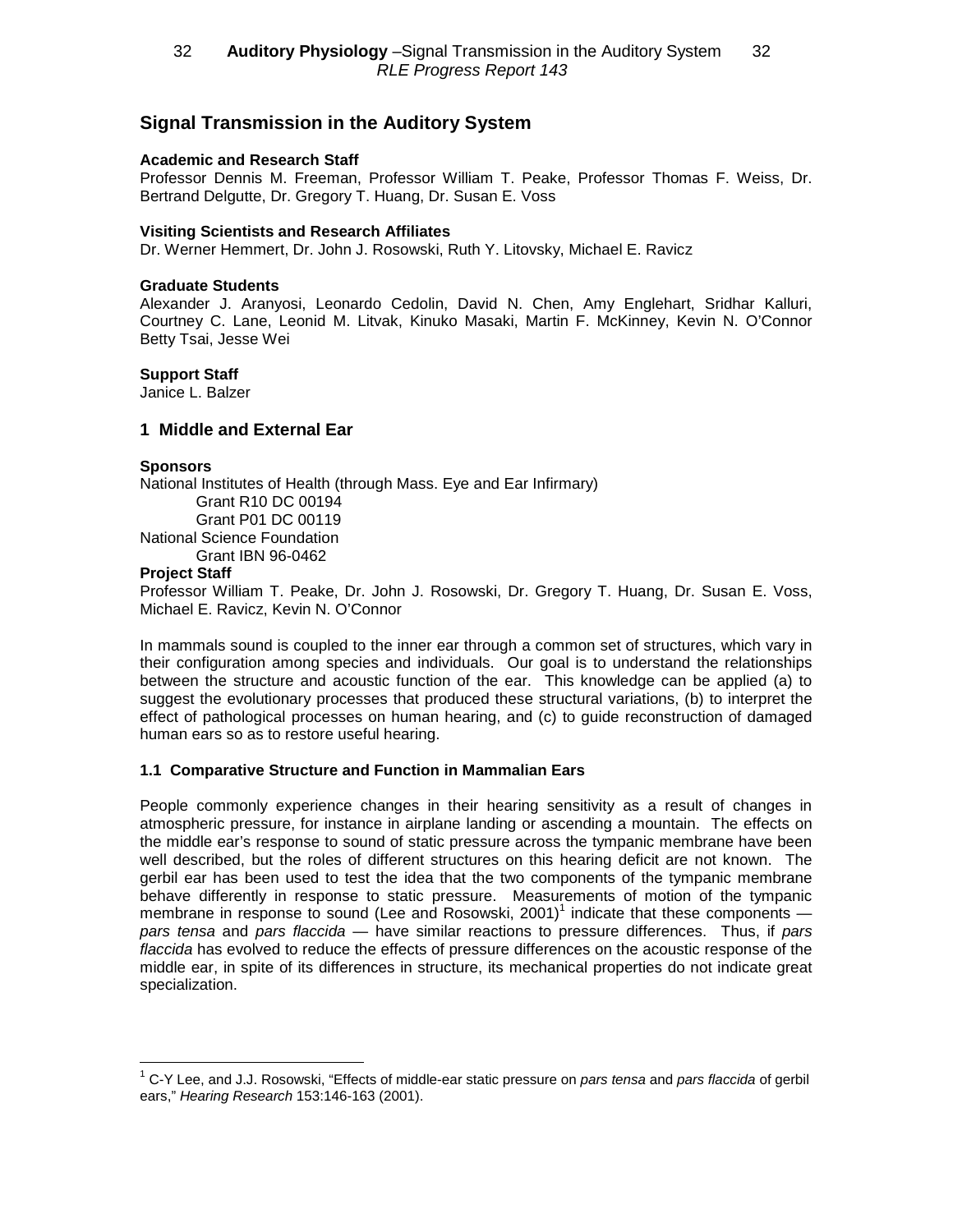# Signal Transmission in the Auditory System

**Academic and Research Staff**

Professor Dennis M. Freeman, Professor William T. Peake, Professor Thomas F. Weiss, Dr. Bertrand Delgutte, Dr. Gregory T. Huang, Dr. Susan E. Voss

**Visiting Scientists and Research Affiliates**

Dr. Werner Hemmert, Dr. John J. Rosowski, Ruth Y. Litovsky, Michael E. Ravicz

**Graduate Students**

Alexander J. Aranyosi, Leonardo Cedolin, David N. Chen, Amy Englehart, Sridhar Kalluri, Courtney C. Lane, Leonid M. Litvak, Kinuko Masaki, Martin F. McKinney, Kevin N. O'Connor Betty Tsai, Jesse Wei

**Support Staff**

Janice L. Balzer

## 1 Middle and External Ear

**Sponsors**

National Institutes of Health (through Mass. Eye and Ear Infirmary)
Grant R10 DC 00194
Grant P01 DC 00119
National Science Foundation
Grant IBN 96-0462

**Project Staff**

Professor William T. Peake, Dr. John J. Rosowski, Dr. Gregory T. Huang, Dr. Susan E. Voss, Michael E. Ravicz, Kevin N. O'Connor

In mammals sound is coupled to the inner ear through a common set of structures, which vary in their configuration among species and individuals. Our goal is to understand the relationships between the structure and acoustic function of the ear. This knowledge can be applied (a) to suggest the evolutionary processes that produced these structural variations, (b) to interpret the effect of pathological processes on human hearing, and (c) to guide reconstruction of damaged human ears so as to restore useful hearing.

### 1.1 Comparative Structure and Function in Mammalian Ears

People commonly experience changes in their hearing sensitivity as a result of changes in atmospheric pressure, for instance in airplane landing or ascending a mountain. The effects on the middle ear's response to sound of static pressure across the tympanic membrane have been well described, but the roles of different structures on this hearing deficit are not known. The gerbil ear has been used to test the idea that the two components of the tympanic membrane behave differently in response to static pressure. Measurements of motion of the tympanic membrane in response to sound (Lee and Rosowski, 2001)[1] indicate that these components — *pars tensa* and *pars flaccida* — have similar reactions to pressure differences. Thus, if *pars flaccida* has evolved to reduce the effects of pressure differences on the acoustic response of the middle ear, in spite of its differences in structure, its mechanical properties do not indicate great specialization.

[1] C-Y Lee, and J.J. Rosowski, "Effects of middle-ear static pressure on *pars tensa* and *pars flaccida* of gerbil ears," *Hearing Research* 153:146-163 (2001).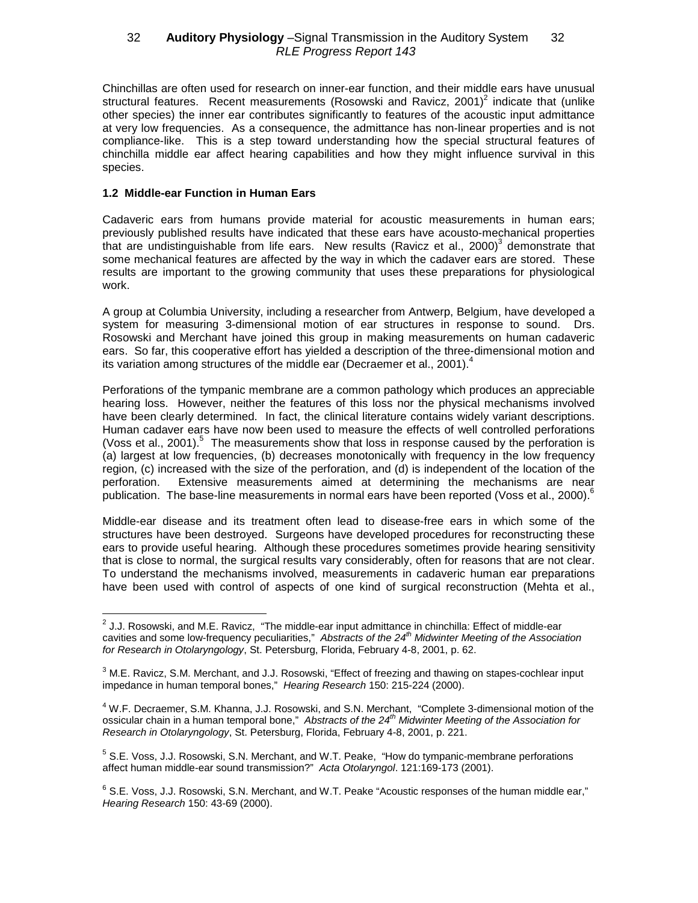Chinchillas are often used for research on inner-ear function, and their middle ears have unusual structural features. Recent measurements (Rosowski and Ravicz, 2001)[2] indicate that (unlike other species) the inner ear contributes significantly to features of the acoustic input admittance at very low frequencies. As a consequence, the admittance has non-linear properties and is not compliance-like. This is a step toward understanding how the special structural features of chinchilla middle ear affect hearing capabilities and how they might influence survival in this species.

### 1.2 Middle-ear Function in Human Ears

Cadaveric ears from humans provide material for acoustic measurements in human ears; previously published results have indicated that these ears have acousto-mechanical properties that are undistinguishable from life ears. New results (Ravicz et al., 2000)[3] demonstrate that some mechanical features are affected by the way in which the cadaver ears are stored. These results are important to the growing community that uses these preparations for physiological work.

A group at Columbia University, including a researcher from Antwerp, Belgium, have developed a system for measuring 3-dimensional motion of ear structures in response to sound. Drs. Rosowski and Merchant have joined this group in making measurements on human cadaveric ears. So far, this cooperative effort has yielded a description of the three-dimensional motion and its variation among structures of the middle ear (Decraemer et al., 2001).[4]

Perforations of the tympanic membrane are a common pathology which produces an appreciable hearing loss. However, neither the features of this loss nor the physical mechanisms involved have been clearly determined. In fact, the clinical literature contains widely variant descriptions. Human cadaver ears have now been used to measure the effects of well controlled perforations (Voss et al., 2001).[5] The measurements show that loss in response caused by the perforation is (a) largest at low frequencies, (b) decreases monotonically with frequency in the low frequency region, (c) increased with the size of the perforation, and (d) is independent of the location of the perforation. Extensive measurements aimed at determining the mechanisms are near publication. The base-line measurements in normal ears have been reported (Voss et al., 2000).[6]

Middle-ear disease and its treatment often lead to disease-free ears in which some of the structures have been destroyed. Surgeons have developed procedures for reconstructing these ears to provide useful hearing. Although these procedures sometimes provide hearing sensitivity that is close to normal, the surgical results vary considerably, often for reasons that are not clear. To understand the mechanisms involved, measurements in cadaveric human ear preparations have been used with control of aspects of one kind of surgical reconstruction (Mehta et al.,

---

[2] J.J. Rosowski, and M.E. Ravicz, "The middle-ear input admittance in chinchilla: Effect of middle-ear cavities and some low-frequency peculiarities," *Abstracts of the 24th Midwinter Meeting of the Association for Research in Otolaryngology*, St. Petersburg, Florida, February 4-8, 2001, p. 62.

[3] M.E. Ravicz, S.M. Merchant, and J.J. Rosowski, "Effect of freezing and thawing on stapes-cochlear input impedance in human temporal bones," *Hearing Research* 150: 215-224 (2000).

[4] W.F. Decraemer, S.M. Khanna, J.J. Rosowski, and S.N. Merchant, "Complete 3-dimensional motion of the ossicular chain in a human temporal bone," *Abstracts of the 24th Midwinter Meeting of the Association for Research in Otolaryngology*, St. Petersburg, Florida, February 4-8, 2001, p. 221.

[5] S.E. Voss, J.J. Rosowski, S.N. Merchant, and W.T. Peake, "How do tympanic-membrane perforations affect human middle-ear sound transmission?" *Acta Otolaryngol*. 121:169-173 (2001).

[6] S.E. Voss, J.J. Rosowski, S.N. Merchant, and W.T. Peake "Acoustic responses of the human middle ear," *Hearing Research* 150: 43-69 (2000).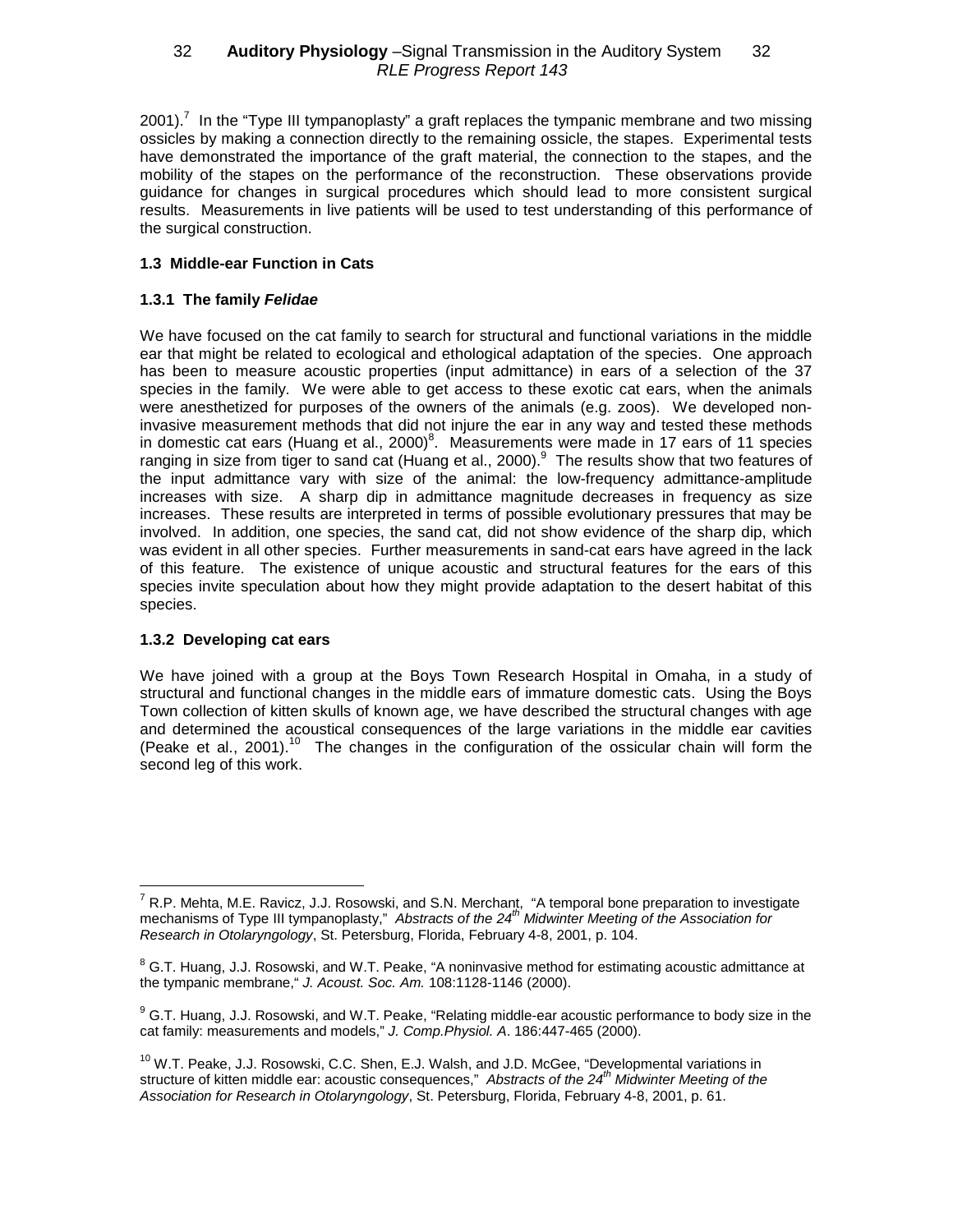2001).[7] In the "Type III tympanoplasty" a graft replaces the tympanic membrane and two missing ossicles by making a connection directly to the remaining ossicle, the stapes. Experimental tests have demonstrated the importance of the graft material, the connection to the stapes, and the mobility of the stapes on the performance of the reconstruction. These observations provide guidance for changes in surgical procedures which should lead to more consistent surgical results. Measurements in live patients will be used to test understanding of this performance of the surgical construction.

### 1.3 Middle-ear Function in Cats

#### 1.3.1 The family *Felidae*

We have focused on the cat family to search for structural and functional variations in the middle ear that might be related to ecological and ethological adaptation of the species. One approach has been to measure acoustic properties (input admittance) in ears of a selection of the 37 species in the family. We were able to get access to these exotic cat ears, when the animals were anesthetized for purposes of the owners of the animals (e.g. zoos). We developed non-invasive measurement methods that did not injure the ear in any way and tested these methods in domestic cat ears (Huang et al., 2000)[8]. Measurements were made in 17 ears of 11 species ranging in size from tiger to sand cat (Huang et al., 2000).[9] The results show that two features of the input admittance vary with size of the animal: the low-frequency admittance-amplitude increases with size. A sharp dip in admittance magnitude decreases in frequency as size increases. These results are interpreted in terms of possible evolutionary pressures that may be involved. In addition, one species, the sand cat, did not show evidence of the sharp dip, which was evident in all other species. Further measurements in sand-cat ears have agreed in the lack of this feature. The existence of unique acoustic and structural features for the ears of this species invite speculation about how they might provide adaptation to the desert habitat of this species.

#### 1.3.2 Developing cat ears

We have joined with a group at the Boys Town Research Hospital in Omaha, in a study of structural and functional changes in the middle ears of immature domestic cats. Using the Boys Town collection of kitten skulls of known age, we have described the structural changes with age and determined the acoustical consequences of the large variations in the middle ear cavities (Peake et al., 2001).[10] The changes in the configuration of the ossicular chain will form the second leg of this work.

---

[7] R.P. Mehta, M.E. Ravicz, J.J. Rosowski, and S.N. Merchant, "A temporal bone preparation to investigate mechanisms of Type III tympanoplasty," *Abstracts of the 24th Midwinter Meeting of the Association for Research in Otolaryngology*, St. Petersburg, Florida, February 4-8, 2001, p. 104.

[8] G.T. Huang, J.J. Rosowski, and W.T. Peake, "A noninvasive method for estimating acoustic admittance at the tympanic membrane," *J. Acoust. Soc. Am.* 108:1128-1146 (2000).

[9] G.T. Huang, J.J. Rosowski, and W.T. Peake, "Relating middle-ear acoustic performance to body size in the cat family: measurements and models," *J. Comp.Physiol. A*. 186:447-465 (2000).

[10] W.T. Peake, J.J. Rosowski, C.C. Shen, E.J. Walsh, and J.D. McGee, "Developmental variations in structure of kitten middle ear: acoustic consequences," *Abstracts of the 24th Midwinter Meeting of the Association for Research in Otolaryngology*, St. Petersburg, Florida, February 4-8, 2001, p. 61.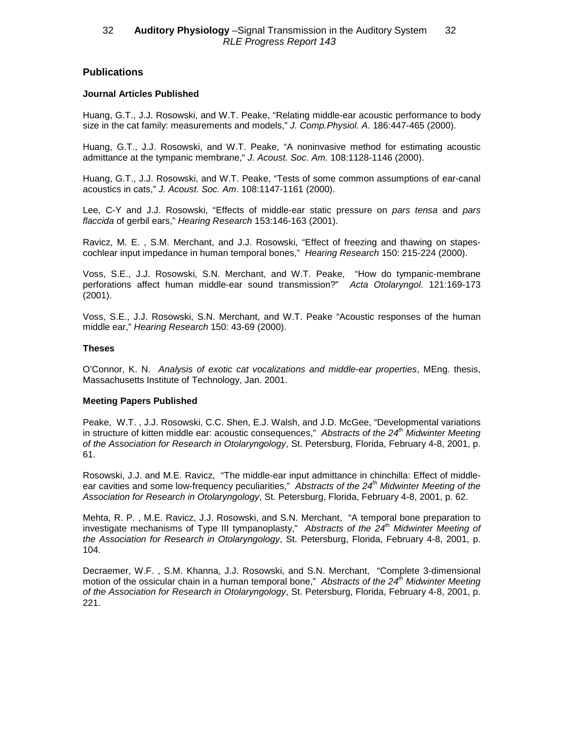## Publications

### Journal Articles Published

Huang, G.T., J.J. Rosowski, and W.T. Peake, “Relating middle-ear acoustic performance to body size in the cat family: measurements and models,” *J. Comp.Physiol. A*. 186:447-465 (2000).

Huang, G.T., J.J. Rosowski, and W.T. Peake, “A noninvasive method for estimating acoustic admittance at the tympanic membrane,“ *J. Acoust. Soc. Am.* 108:1128-1146 (2000).

Huang, G.T., J.J. Rosowski, and W.T. Peake, “Tests of some common assumptions of ear-canal acoustics in cats,” *J. Acoust. Soc. Am*. 108:1147-1161 (2000).

Lee, C-Y and J.J. Rosowski, “Effects of middle-ear static pressure on *pars tensa* and *pars flaccida* of gerbil ears,” *Hearing Research* 153:146-163 (2001).

Ravicz, M. E. , S.M. Merchant, and J.J. Rosowski, “Effect of freezing and thawing on stapes-cochlear input impedance in human temporal bones,” *Hearing Research* 150: 215-224 (2000).

Voss, S.E., J.J. Rosowski, S.N. Merchant, and W.T. Peake, “How do tympanic-membrane perforations affect human middle-ear sound transmission?” *Acta Otolaryngol*. 121:169-173 (2001).

Voss, S.E., J.J. Rosowski, S.N. Merchant, and W.T. Peake “Acoustic responses of the human middle ear,” *Hearing Research* 150: 43-69 (2000).

### Theses

O’Connor, K. N. *Analysis of exotic cat vocalizations and middle-ear properties*, MEng. thesis, Massachusetts Institute of Technology, Jan. 2001.

### Meeting Papers Published

Peake, W.T. , J.J. Rosowski, C.C. Shen, E.J. Walsh, and J.D. McGee, “Developmental variations in structure of kitten middle ear: acoustic consequences,” *Abstracts of the 24th Midwinter Meeting of the Association for Research in Otolaryngology*, St. Petersburg, Florida, February 4-8, 2001, p. 61.

Rosowski, J.J. and M.E. Ravicz, “The middle-ear input admittance in chinchilla: Effect of middle-ear cavities and some low-frequency peculiarities,” *Abstracts of the 24th Midwinter Meeting of the Association for Research in Otolaryngology*, St. Petersburg, Florida, February 4-8, 2001, p. 62.

Mehta, R. P. , M.E. Ravicz, J.J. Rosowski, and S.N. Merchant, “A temporal bone preparation to investigate mechanisms of Type III tympanoplasty,” *Abstracts of the 24th Midwinter Meeting of the Association for Research in Otolaryngology*, St. Petersburg, Florida, February 4-8, 2001, p. 104.

Decraemer, W.F. , S.M. Khanna, J.J. Rosowski, and S.N. Merchant, “Complete 3-dimensional motion of the ossicular chain in a human temporal bone,” *Abstracts of the 24th Midwinter Meeting of the Association for Research in Otolaryngology*, St. Petersburg, Florida, February 4-8, 2001, p. 221.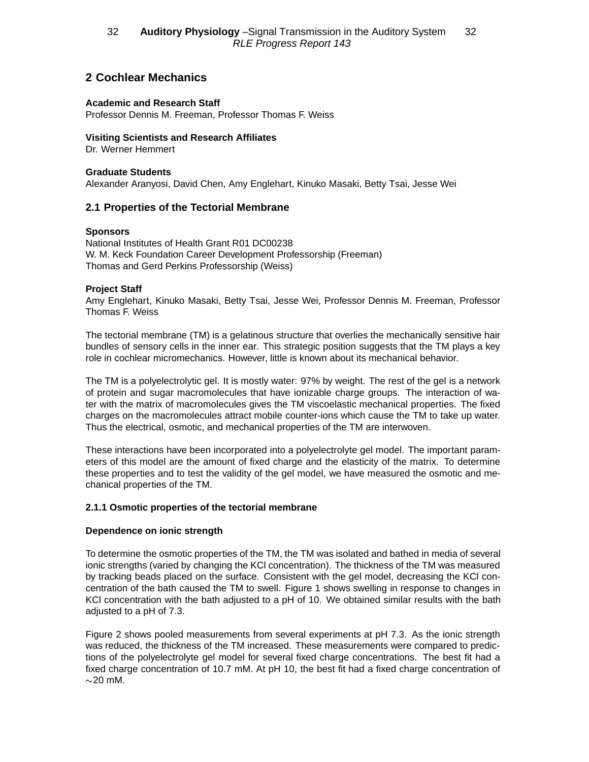## 2 Cochlear Mechanics

**Academic and Research Staff**
Professor Dennis M. Freeman, Professor Thomas F. Weiss

**Visiting Scientists and Research Affiliates**
Dr. Werner Hemmert

**Graduate Students**
Alexander Aranyosi, David Chen, Amy Englehart, Kinuko Masaki, Betty Tsai, Jesse Wei

### 2.1 Properties of the Tectorial Membrane

**Sponsors**
National Institutes of Health Grant R01 DC00238
W. M. Keck Foundation Career Development Professorship (Freeman)
Thomas and Gerd Perkins Professorship (Weiss)

**Project Staff**
Amy Englehart, Kinuko Masaki, Betty Tsai, Jesse Wei, Professor Dennis M. Freeman, Professor Thomas F. Weiss

The tectorial membrane (TM) is a gelatinous structure that overlies the mechanically sensitive hair bundles of sensory cells in the inner ear. This strategic position suggests that the TM plays a key role in cochlear micromechanics. However, little is known about its mechanical behavior.

The TM is a polyelectrolytic gel. It is mostly water: 97% by weight. The rest of the gel is a network of protein and sugar macromolecules that have ionizable charge groups. The interaction of water with the matrix of macromolecules gives the TM viscoelastic mechanical properties. The fixed charges on the macromolecules attract mobile counter-ions which cause the TM to take up water. Thus the electrical, osmotic, and mechanical properties of the TM are interwoven.

These interactions have been incorporated into a polyelectrolyte gel model. The important parameters of this model are the amount of fixed charge and the elasticity of the matrix. To determine these properties and to test the validity of the gel model, we have measured the osmotic and mechanical properties of the TM.

#### 2.1.1 Osmotic properties of the tectorial membrane

**Dependence on ionic strength**

To determine the osmotic properties of the TM, the TM was isolated and bathed in media of several ionic strengths (varied by changing the KCl concentration). The thickness of the TM was measured by tracking beads placed on the surface. Consistent with the gel model, decreasing the KCl concentration of the bath caused the TM to swell. Figure 1 shows swelling in response to changes in KCl concentration with the bath adjusted to a pH of 10. We obtained similar results with the bath adjusted to a pH of 7.3.

Figure 2 shows pooled measurements from several experiments at pH 7.3. As the ionic strength was reduced, the thickness of the TM increased. These measurements were compared to predictions of the polyelectrolyte gel model for several fixed charge concentrations. The best fit had a fixed charge concentration of 10.7 mM. At pH 10, the best fit had a fixed charge concentration of $\sim$20 mM.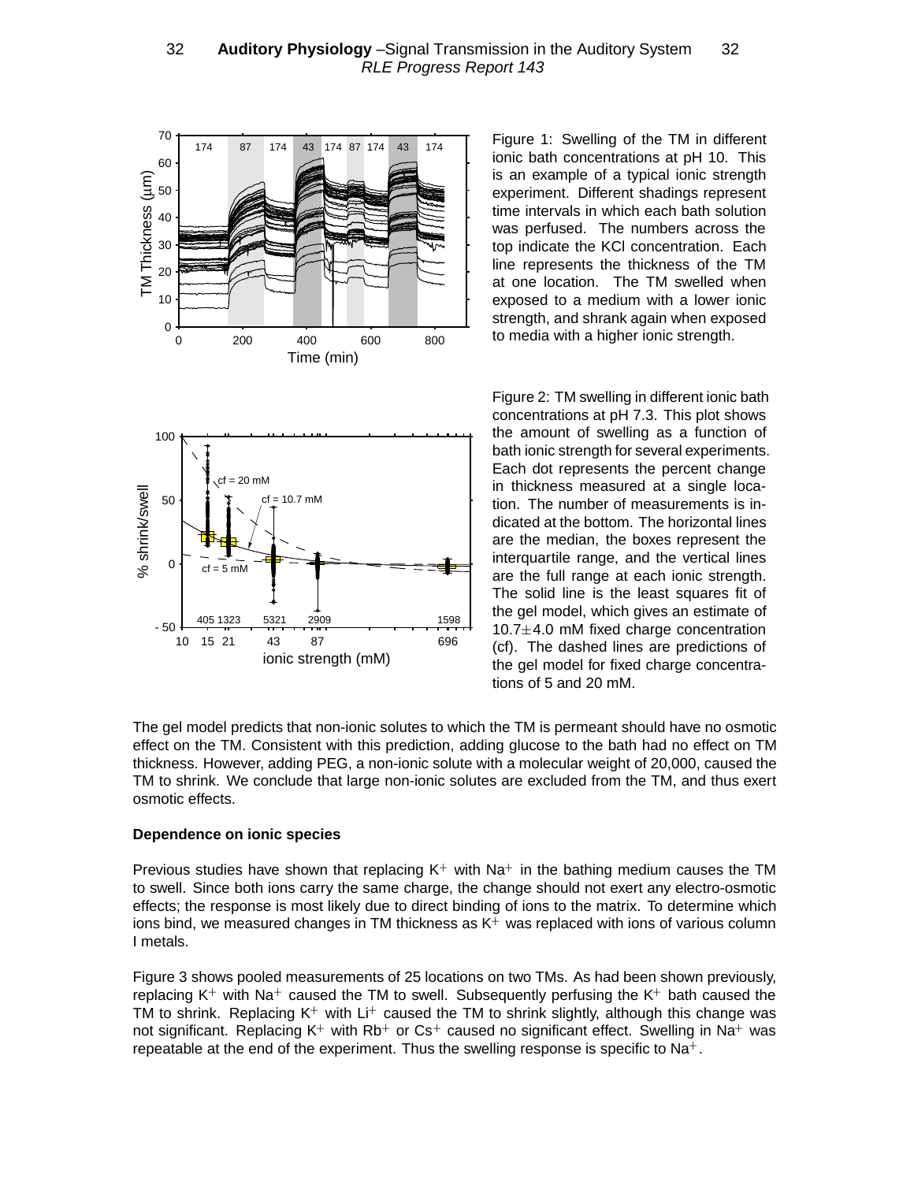70
60
50
40
30
20
10
0

174 87 174 43 174 87 174 43 174

TM Thickness (μm)

0 200 400 600 800

Time (min)

Figure 1: Swelling of the TM in different ionic bath concentrations at pH 10. This is an example of a typical ionic strength experiment. Different shadings represent time intervals in which each bath solution was perfused. The numbers across the top indicate the KCl concentration. Each line represents the thickness of the TM at one location. The TM swelled when exposed to a medium with a lower ionic strength, and shrank again when exposed to media with a higher ionic strength.

100
50
0
- 50

% shrink/swell

cf = 20 mM

cf = 10.7 mM

cf = 5 mM

405 1323 5321 2909 1598

10 15 21 43 87 696

ionic strength (mM)

Figure 2: TM swelling in different ionic bath concentrations at pH 7.3. This plot shows the amount of swelling as a function of bath ionic strength for several experiments. Each dot represents the percent change in thickness measured at a single location. The number of measurements is indicated at the bottom. The horizontal lines are the median, the boxes represent the interquartile range, and the vertical lines are the full range at each ionic strength. The solid line is the least squares fit of the gel model, which gives an estimate of 10.7±4.0 mM fixed charge concentration (cf). The dashed lines are predictions of the gel model for fixed charge concentrations of 5 and 20 mM.

The gel model predicts that non-ionic solutes to which the TM is permeant should have no osmotic effect on the TM. Consistent with this prediction, adding glucose to the bath had no effect on TM thickness. However, adding PEG, a non-ionic solute with a molecular weight of 20,000, caused the TM to shrink. We conclude that large non-ionic solutes are excluded from the TM, and thus exert osmotic effects.

**Dependence on ionic species**

Previous studies have shown that replacing $K^+$ with $Na^+$ in the bathing medium causes the TM to swell. Since both ions carry the same charge, the change should not exert any electro-osmotic effects; the response is most likely due to direct binding of ions to the matrix. To determine which ions bind, we measured changes in TM thickness as $K^+$ was replaced with ions of various column I metals.

Figure 3 shows pooled measurements of 25 locations on two TMs. As had been shown previously, replacing $K^+$ with $Na^+$ caused the TM to swell. Subsequently perfusing the $K^+$ bath caused the TM to shrink. Replacing $K^+$ with $Li^+$ caused the TM to shrink slightly, although this change was not significant. Replacing $K^+$ with $Rb^+$ or $Cs^+$ caused no significant effect. Swelling in $Na^+$ was repeatable at the end of the experiment. Thus the swelling response is specific to $Na^+$.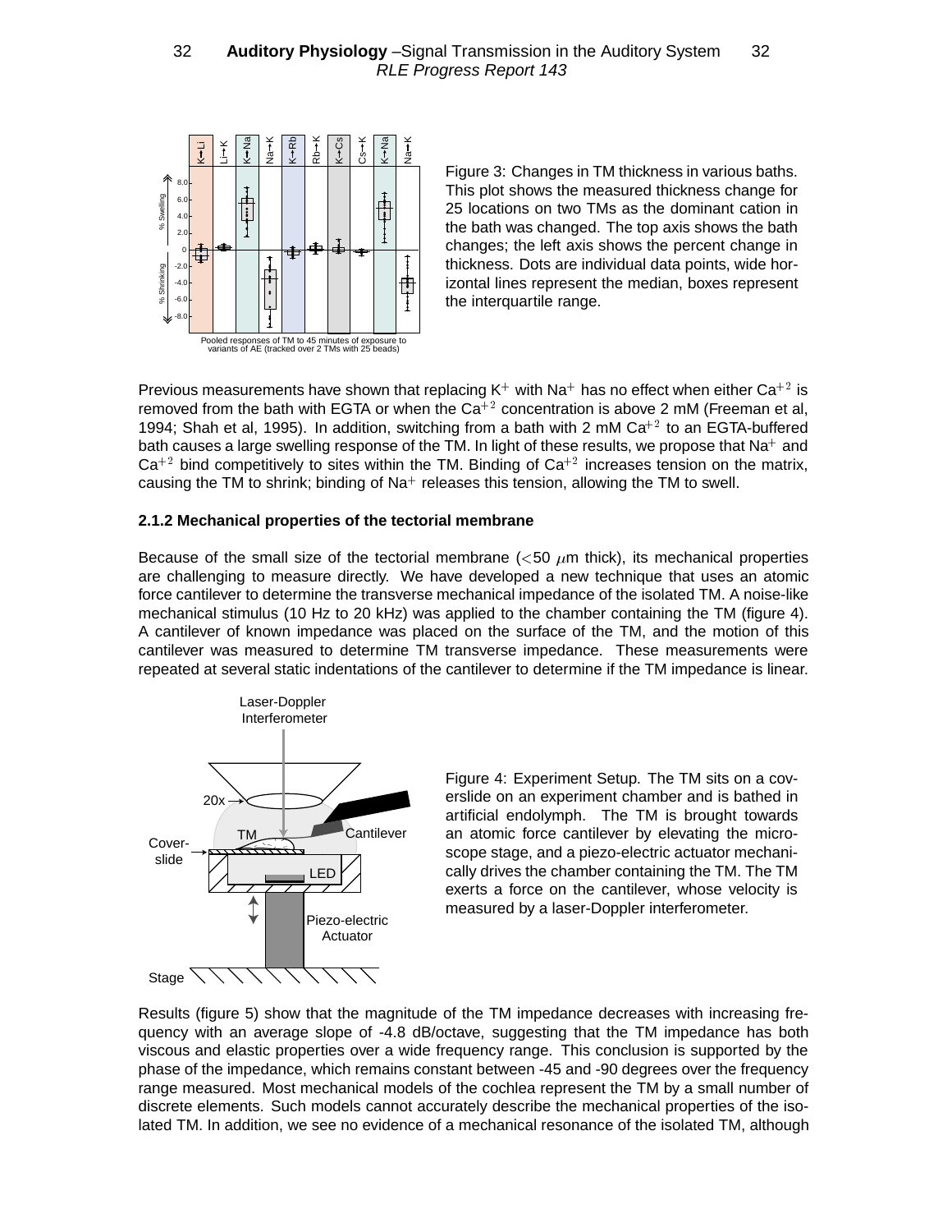K→Li | Li→K | K→Na | Na→K | K→Rb | Rb→K | K→Cs | Cs→K | K→Na | Na→K

% Swelling

% Shrinking

8.0

6.0

4.0

2.0

0

-2.0

-4.0

-6.0

-8.0

Pooled responses of TM to 45 minutes of exposure to variants of AE (tracked over 2 TMs with 25 beads)

Figure 3: Changes in TM thickness in various baths. This plot shows the measured thickness change for 25 locations on two TMs as the dominant cation in the bath was changed. The top axis shows the bath changes; the left axis shows the percent change in thickness. Dots are individual data points, wide horizontal lines represent the median, boxes represent the interquartile range.

Previous measurements have shown that replacing $K^+$ with $Na^+$ has no effect when either $Ca^{+2}$ is removed from the bath with EGTA or when the $Ca^{+2}$ concentration is above 2 mM (Freeman et al, 1994; Shah et al, 1995). In addition, switching from a bath with 2 mM $Ca^{+2}$ to an EGTA-buffered bath causes a large swelling response of the TM. In light of these results, we propose that $Na^+$ and $Ca^{+2}$ bind competitively to sites within the TM. Binding of $Ca^{+2}$ increases tension on the matrix, causing the TM to shrink; binding of $Na^+$ releases this tension, allowing the TM to swell.

### 2.1.2 Mechanical properties of the tectorial membrane

Because of the small size of the tectorial membrane ($<$50 $\mu$m thick), its mechanical properties are challenging to measure directly. We have developed a new technique that uses an atomic force cantilever to determine the transverse mechanical impedance of the isolated TM. A noise-like mechanical stimulus (10 Hz to 20 kHz) was applied to the chamber containing the TM (figure 4). A cantilever of known impedance was placed on the surface of the TM, and the motion of this cantilever was measured to determine TM transverse impedance. These measurements were repeated at several static indentations of the cantilever to determine if the TM impedance is linear.

Laser-Doppler Interferometer

20x

TM

Cantilever

Cover-slide

LED

Piezo-electric Actuator

Stage

Figure 4: Experiment Setup. The TM sits on a coverslide on an experiment chamber and is bathed in artificial endolymph. The TM is brought towards an atomic force cantilever by elevating the microscope stage, and a piezo-electric actuator mechanically drives the chamber containing the TM. The TM exerts a force on the cantilever, whose velocity is measured by a laser-Doppler interferometer.

Results (figure 5) show that the magnitude of the TM impedance decreases with increasing frequency with an average slope of -4.8 dB/octave, suggesting that the TM impedance has both viscous and elastic properties over a wide frequency range. This conclusion is supported by the phase of the impedance, which remains constant between -45 and -90 degrees over the frequency range measured. Most mechanical models of the cochlea represent the TM by a small number of discrete elements. Such models cannot accurately describe the mechanical properties of the isolated TM. In addition, we see no evidence of a mechanical resonance of the isolated TM, although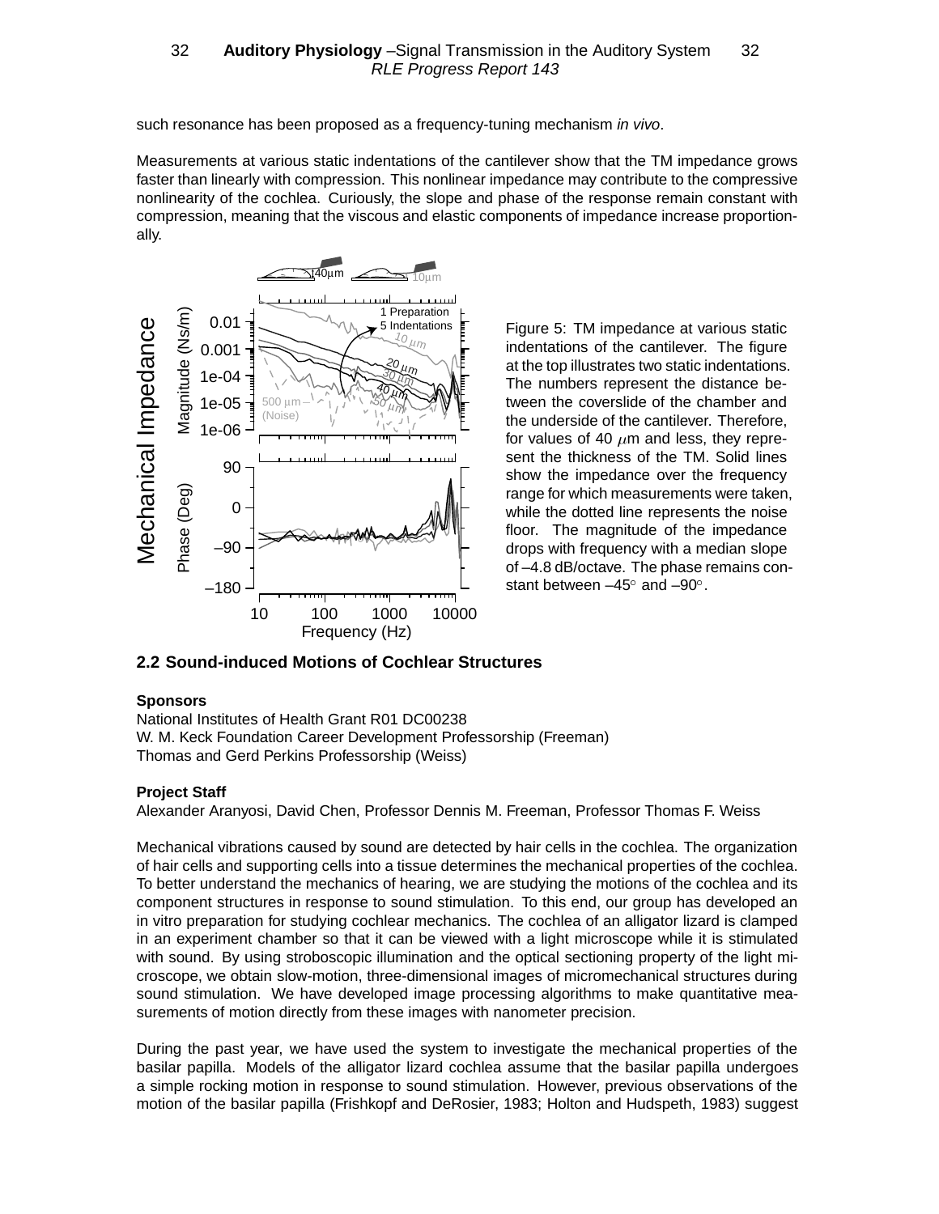such resonance has been proposed as a frequency-tuning mechanism *in vivo*.

Measurements at various static indentations of the cantilever show that the TM impedance grows faster than linearly with compression. This nonlinear impedance may contribute to the compressive nonlinearity of the cochlea. Curiously, the slope and phase of the response remain constant with compression, meaning that the viscous and elastic components of impedance increase proportionally.

40µm
10µm
Mechanical Impedance
Magnitude (Ns/m)
0.01
0.001
1e-04
1e-05
1e-06
1 Preparation
5 Indentations
10 µm
20 µm
30 µm
40 µm
50 µm
500 µm
(Noise)
Phase (Deg)
90
0
–90
–180
10
100
1000
10000
Frequency (Hz)

Figure 5: TM impedance at various static indentations of the cantilever. The figure at the top illustrates two static indentations. The numbers represent the distance between the coverslide of the chamber and the underside of the cantilever. Therefore, for values of 40 $\mu$m and less, they represent the thickness of the TM. Solid lines show the impedance over the frequency range for which measurements were taken, while the dotted line represents the noise floor. The magnitude of the impedance drops with frequency with a median slope of –4.8 dB/octave. The phase remains constant between –45° and –90°.

## 2.2 Sound-induced Motions of Cochlear Structures

**Sponsors**

National Institutes of Health Grant R01 DC00238
W. M. Keck Foundation Career Development Professorship (Freeman)
Thomas and Gerd Perkins Professorship (Weiss)

**Project Staff**

Alexander Aranyosi, David Chen, Professor Dennis M. Freeman, Professor Thomas F. Weiss

Mechanical vibrations caused by sound are detected by hair cells in the cochlea. The organization of hair cells and supporting cells into a tissue determines the mechanical properties of the cochlea. To better understand the mechanics of hearing, we are studying the motions of the cochlea and its component structures in response to sound stimulation. To this end, our group has developed an in vitro preparation for studying cochlear mechanics. The cochlea of an alligator lizard is clamped in an experiment chamber so that it can be viewed with a light microscope while it is stimulated with sound. By using stroboscopic illumination and the optical sectioning property of the light microscope, we obtain slow-motion, three-dimensional images of micromechanical structures during sound stimulation. We have developed image processing algorithms to make quantitative measurements of motion directly from these images with nanometer precision.

During the past year, we have used the system to investigate the mechanical properties of the basilar papilla. Models of the alligator lizard cochlea assume that the basilar papilla undergoes a simple rocking motion in response to sound stimulation. However, previous observations of the motion of the basilar papilla (Frishkopf and DeRosier, 1983; Holton and Hudspeth, 1983) suggest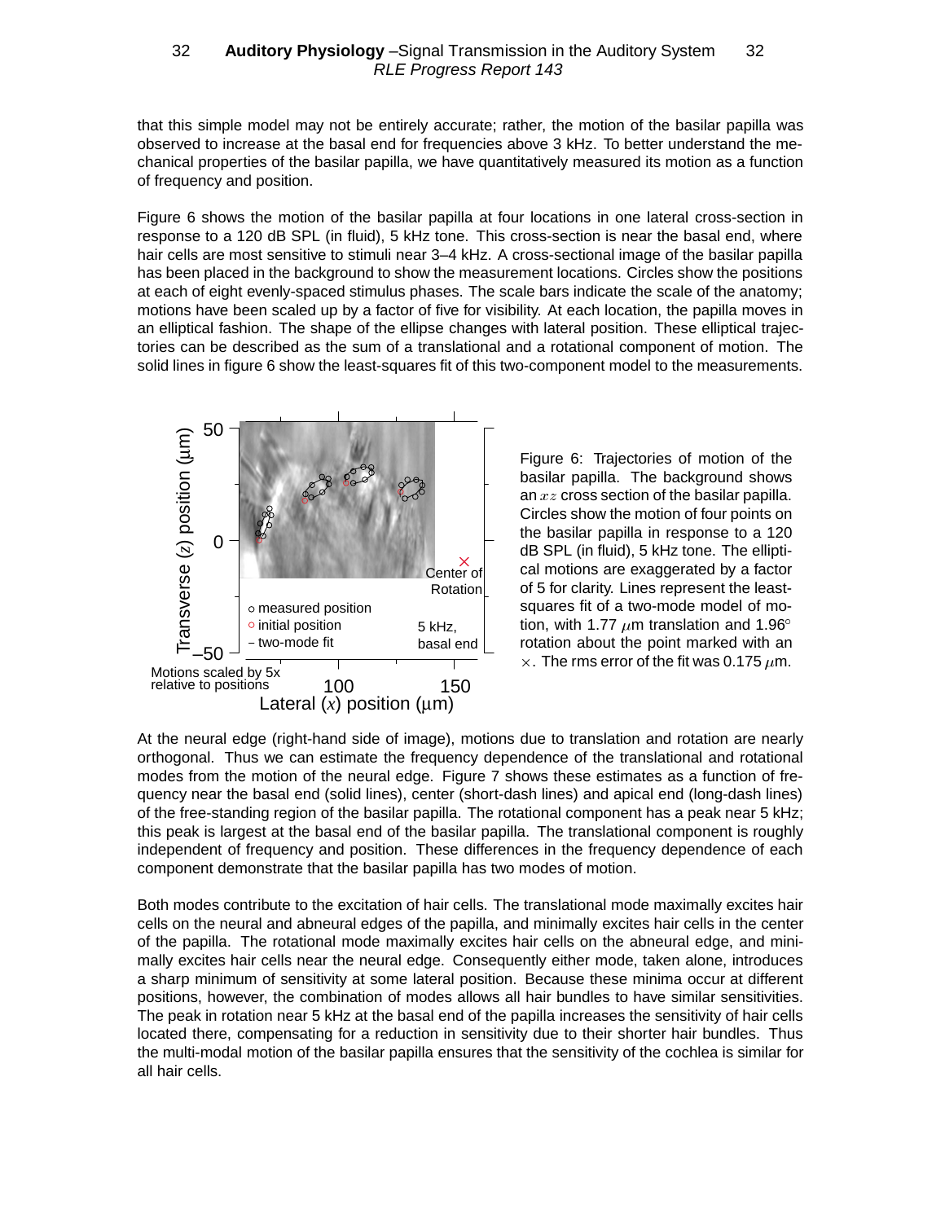that this simple model may not be entirely accurate; rather, the motion of the basilar papilla was observed to increase at the basal end for frequencies above 3 kHz. To better understand the mechanical properties of the basilar papilla, we have quantitatively measured its motion as a function of frequency and position.

Figure 6 shows the motion of the basilar papilla at four locations in one lateral cross-section in response to a 120 dB SPL (in fluid), 5 kHz tone. This cross-section is near the basal end, where hair cells are most sensitive to stimuli near 3–4 kHz. A cross-sectional image of the basilar papilla has been placed in the background to show the measurement locations. Circles show the positions at each of eight evenly-spaced stimulus phases. The scale bars indicate the scale of the anatomy; motions have been scaled up by a factor of five for visibility. At each location, the papilla moves in an elliptical fashion. The shape of the ellipse changes with lateral position. These elliptical trajectories can be described as the sum of a translational and a rotational component of motion. The solid lines in figure 6 show the least-squares fit of this two-component model to the measurements.

Transverse ($z$) position (μm)
50
0
–50
Lateral ($x$) position (μm)
100
150
Center of Rotation
○ measured position
○ initial position
– two-mode fit
5 kHz, basal end
Motions scaled by 5x relative to positions

Figure 6: Trajectories of motion of the basilar papilla. The background shows an $xz$ cross section of the basilar papilla. Circles show the motion of four points on the basilar papilla in response to a 120 dB SPL (in fluid), 5 kHz tone. The elliptical motions are exaggerated by a factor of 5 for clarity. Lines represent the least-squares fit of a two-mode model of motion, with 1.77 $\mu$m translation and 1.96$^\circ$ rotation about the point marked with an $\times$. The rms error of the fit was 0.175 $\mu$m.

At the neural edge (right-hand side of image), motions due to translation and rotation are nearly orthogonal. Thus we can estimate the frequency dependence of the translational and rotational modes from the motion of the neural edge. Figure 7 shows these estimates as a function of frequency near the basal end (solid lines), center (short-dash lines) and apical end (long-dash lines) of the free-standing region of the basilar papilla. The rotational component has a peak near 5 kHz; this peak is largest at the basal end of the basilar papilla. The translational component is roughly independent of frequency and position. These differences in the frequency dependence of each component demonstrate that the basilar papilla has two modes of motion.

Both modes contribute to the excitation of hair cells. The translational mode maximally excites hair cells on the neural and abneural edges of the papilla, and minimally excites hair cells in the center of the papilla. The rotational mode maximally excites hair cells on the abneural edge, and minimally excites hair cells near the neural edge. Consequently either mode, taken alone, introduces a sharp minimum of sensitivity at some lateral position. Because these minima occur at different positions, however, the combination of modes allows all hair bundles to have similar sensitivities. The peak in rotation near 5 kHz at the basal end of the papilla increases the sensitivity of hair cells located there, compensating for a reduction in sensitivity due to their shorter hair bundles. Thus the multi-modal motion of the basilar papilla ensures that the sensitivity of the cochlea is similar for all hair cells.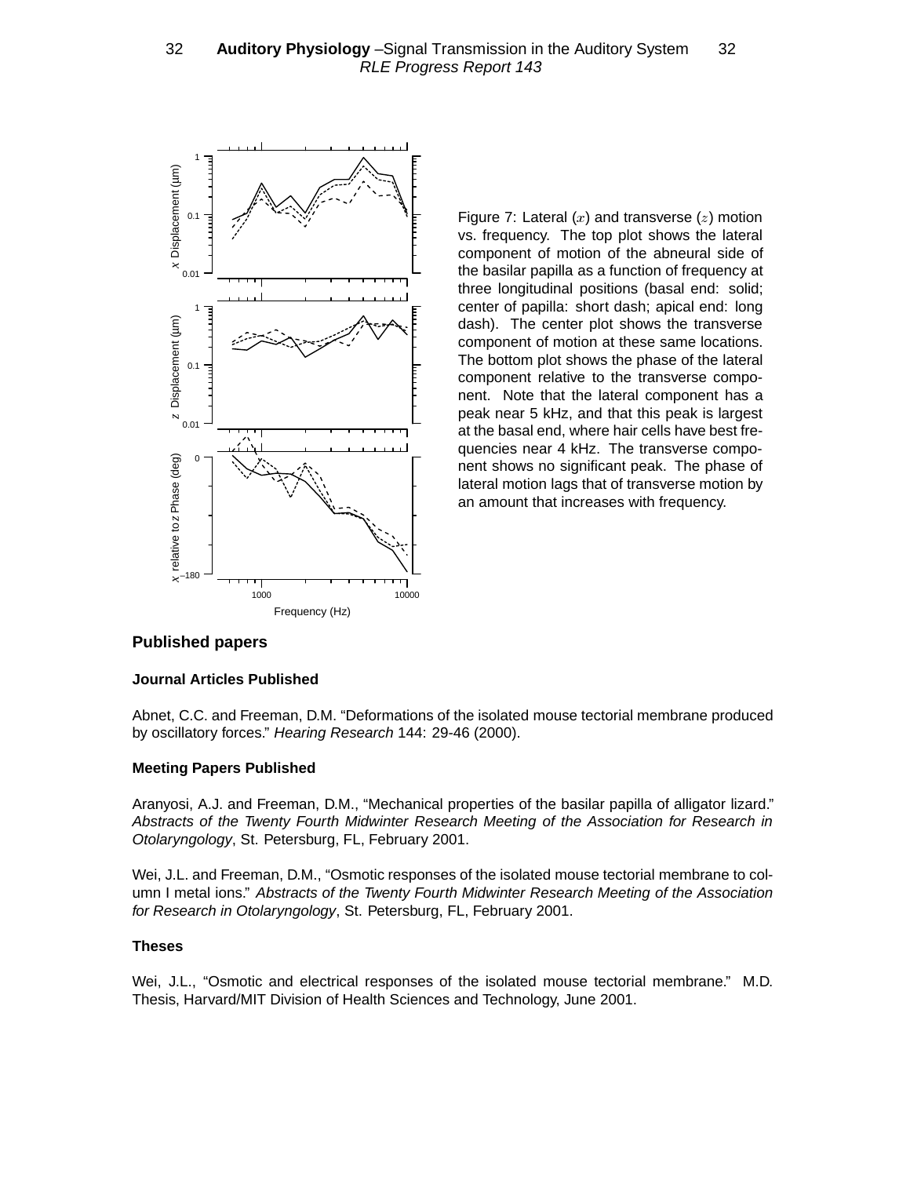x Displacement (μm)

1

0.1

0.01

z Displacement (μm)

1

0.1

0.01

x relative to z Phase (deg)

0

−180

1000

10000

Frequency (Hz)

Figure 7: Lateral ($x$) and transverse ($z$) motion vs. frequency. The top plot shows the lateral component of motion of the abneural side of the basilar papilla as a function of frequency at three longitudinal positions (basal end: solid; center of papilla: short dash; apical end: long dash). The center plot shows the transverse component of motion at these same locations. The bottom plot shows the phase of the lateral component relative to the transverse component. Note that the lateral component has a peak near 5 kHz, and that this peak is largest at the basal end, where hair cells have best frequencies near 4 kHz. The transverse component shows no significant peak. The phase of lateral motion lags that of transverse motion by an amount that increases with frequency.

## Published papers

### Journal Articles Published

Abnet, C.C. and Freeman, D.M. "Deformations of the isolated mouse tectorial membrane produced by oscillatory forces." *Hearing Research* 144: 29-46 (2000).

### Meeting Papers Published

Aranyosi, A.J. and Freeman, D.M., "Mechanical properties of the basilar papilla of alligator lizard." *Abstracts of the Twenty Fourth Midwinter Research Meeting of the Association for Research in Otolaryngology*, St. Petersburg, FL, February 2001.

Wei, J.L. and Freeman, D.M., "Osmotic responses of the isolated mouse tectorial membrane to column I metal ions." *Abstracts of the Twenty Fourth Midwinter Research Meeting of the Association for Research in Otolaryngology*, St. Petersburg, FL, February 2001.

### Theses

Wei, J.L., "Osmotic and electrical responses of the isolated mouse tectorial membrane." M.D. Thesis, Harvard/MIT Division of Health Sciences and Technology, June 2001.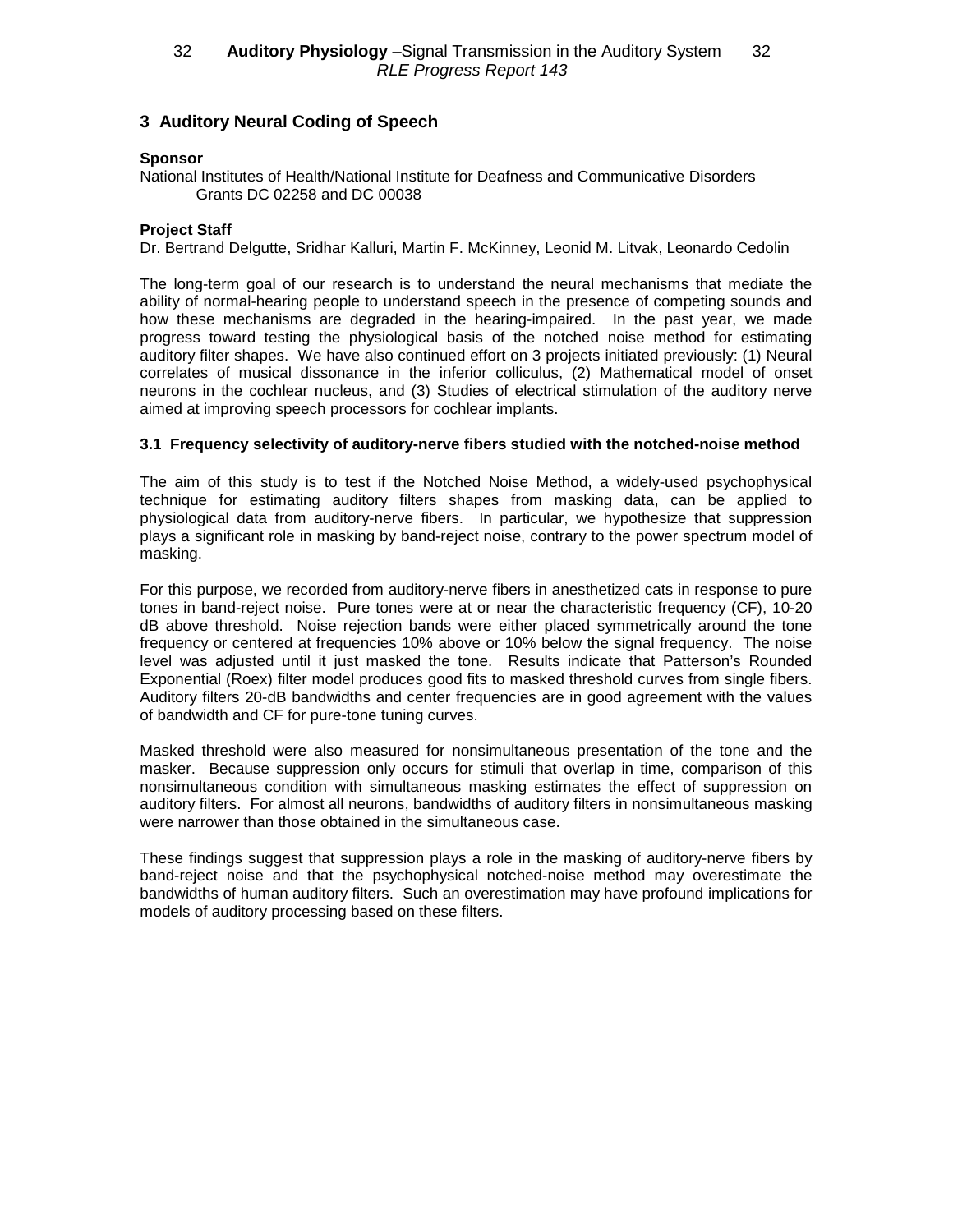## 3 Auxiliary Neural Coding of Speech

**Sponsor**

National Institutes of Health/National Institute for Deafness and Communicative Disorders
Grants DC 02258 and DC 00038

**Project Staff**

Dr. Bertrand Delgutte, Sridhar Kalluri, Martin F. McKinney, Leonid M. Litvak, Leonardo Cedolin

The long-term goal of our research is to understand the neural mechanisms that mediate the ability of normal-hearing people to understand speech in the presence of competing sounds and how these mechanisms are degraded in the hearing-impaired. In the past year, we made progress toward testing the physiological basis of the notched noise method for estimating auditory filter shapes. We have also continued effort on 3 projects initiated previously: (1) Neural correlates of musical dissonance in the inferior colliculus, (2) Mathematical model of onset neurons in the cochlear nucleus, and (3) Studies of electrical stimulation of the auditory nerve aimed at improving speech processors for cochlear implants.

### 3.1 Frequency selectivity of auditory-nerve fibers studied with the notched-noise method

The aim of this study is to test if the Notched Noise Method, a widely-used psychophysical technique for estimating auditory filters shapes from masking data, can be applied to physiological data from auditory-nerve fibers. In particular, we hypothesize that suppression plays a significant role in masking by band-reject noise, contrary to the power spectrum model of masking.

For this purpose, we recorded from auditory-nerve fibers in anesthetized cats in response to pure tones in band-reject noise. Pure tones were at or near the characteristic frequency (CF), 10-20 dB above threshold. Noise rejection bands were either placed symmetrically around the tone frequency or centered at frequencies 10% above or 10% below the signal frequency. The noise level was adjusted until it just masked the tone. Results indicate that Patterson's Rounded Exponential (Roex) filter model produces good fits to masked threshold curves from single fibers. Auditory filters 20-dB bandwidths and center frequencies are in good agreement with the values of bandwidth and CF for pure-tone tuning curves.

Masked threshold were also measured for nonsimultaneous presentation of the tone and the masker. Because suppression only occurs for stimuli that overlap in time, comparison of this nonsimultaneous condition with simultaneous masking estimates the effect of suppression on auditory filters. For almost all neurons, bandwidths of auditory filters in nonsimultaneous masking were narrower than those obtained in the simultaneous case.

These findings suggest that suppression plays a role in the masking of auditory-nerve fibers by band-reject noise and that the psychophysical notched-noise method may overestimate the bandwidths of human auditory filters. Such an overestimation may have profound implications for models of auditory processing based on these filters.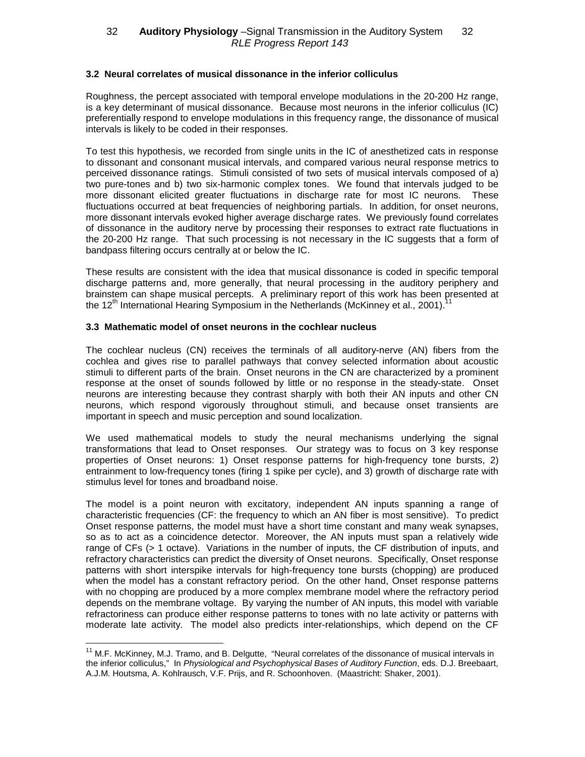### 3.2 Neural correlates of musical dissonance in the inferior colliculus

Roughness, the percept associated with temporal envelope modulations in the 20-200 Hz range, is a key determinant of musical dissonance. Because most neurons in the inferior colliculus (IC) preferentially respond to envelope modulations in this frequency range, the dissonance of musical intervals is likely to be coded in their responses.

To test this hypothesis, we recorded from single units in the IC of anesthetized cats in response to dissonant and consonant musical intervals, and compared various neural response metrics to perceived dissonance ratings. Stimuli consisted of two sets of musical intervals composed of a) two pure-tones and b) two six-harmonic complex tones. We found that intervals judged to be more dissonant elicited greater fluctuations in discharge rate for most IC neurons. These fluctuations occurred at beat frequencies of neighboring partials. In addition, for onset neurons, more dissonant intervals evoked higher average discharge rates. We previously found correlates of dissonance in the auditory nerve by processing their responses to extract rate fluctuations in the 20-200 Hz range. That such processing is not necessary in the IC suggests that a form of bandpass filtering occurs centrally at or below the IC.

These results are consistent with the idea that musical dissonance is coded in specific temporal discharge patterns and, more generally, that neural processing in the auditory periphery and brainstem can shape musical percepts. A preliminary report of this work has been presented at the 12th International Hearing Symposium in the Netherlands (McKinney et al., 2001).[11]

### 3.3 Mathematic model of onset neurons in the cochlear nucleus

The cochlear nucleus (CN) receives the terminals of all auditory-nerve (AN) fibers from the cochlea and gives rise to parallel pathways that convey selected information about acoustic stimuli to different parts of the brain. Onset neurons in the CN are characterized by a prominent response at the onset of sounds followed by little or no response in the steady-state. Onset neurons are interesting because they contrast sharply with both their AN inputs and other CN neurons, which respond vigorously throughout stimuli, and because onset transients are important in speech and music perception and sound localization.

We used mathematical models to study the neural mechanisms underlying the signal transformations that lead to Onset responses. Our strategy was to focus on 3 key response properties of Onset neurons: 1) Onset response patterns for high-frequency tone bursts, 2) entrainment to low-frequency tones (firing 1 spike per cycle), and 3) growth of discharge rate with stimulus level for tones and broadband noise.

The model is a point neuron with excitatory, independent AN inputs spanning a range of characteristic frequencies (CF: the frequency to which an AN fiber is most sensitive). To predict Onset response patterns, the model must have a short time constant and many weak synapses, so as to act as a coincidence detector. Moreover, the AN inputs must span a relatively wide range of CFs (> 1 octave). Variations in the number of inputs, the CF distribution of inputs, and refractory characteristics can predict the diversity of Onset neurons. Specifically, Onset response patterns with short interspike intervals for high-frequency tone bursts (chopping) are produced when the model has a constant refractory period. On the other hand, Onset response patterns with no chopping are produced by a more complex membrane model where the refractory period depends on the membrane voltage. By varying the number of AN inputs, this model with variable refractoriness can produce either response patterns to tones with no late activity or patterns with moderate late activity. The model also predicts inter-relationships, which depend on the CF

[11] M.F. McKinney, M.J. Tramo, and B. Delgutte, "Neural correlates of the dissonance of musical intervals in the inferior colliculus," In *Physiological and Psychophysical Bases of Auditory Function*, eds. D.J. Breebaart, A.J.M. Houtsma, A. Kohlrausch, V.F. Prijs, and R. Schoonhoven. (Maastricht: Shaker, 2001).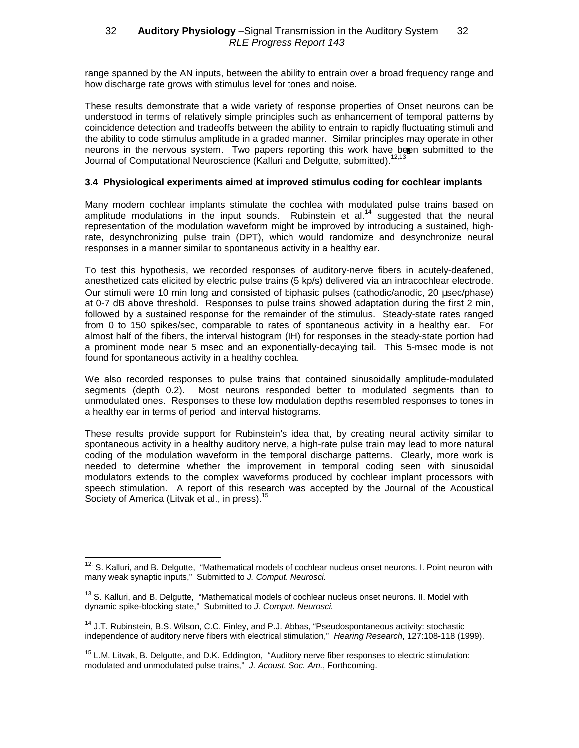range spanned by the AN inputs, between the ability to entrain over a broad frequency range and how discharge rate grows with stimulus level for tones and noise.

These results demonstrate that a wide variety of response properties of Onset neurons can be understood in terms of relatively simple principles such as enhancement of temporal patterns by coincidence detection and tradeoffs between the ability to entrain to rapidly fluctuating stimuli and the ability to code stimulus amplitude in a graded manner. Similar principles may operate in other neurons in the nervous system. Two papers reporting this work have been submitted to the Journal of Computational Neuroscience (Kalluri and Delgutte, submitted).[12,13]

### 3.4 Physiological experiments aimed at improved stimulus coding for cochlear implants

Many modern cochlear implants stimulate the cochlea with modulated pulse trains based on amplitude modulations in the input sounds. Rubinstein et al.[14] suggested that the neural representation of the modulation waveform might be improved by introducing a sustained, high-rate, desynchronizing pulse train (DPT), which would randomize and desynchronize neural responses in a manner similar to spontaneous activity in a healthy ear.

To test this hypothesis, we recorded responses of auditory-nerve fibers in acutely-deafened, anesthetized cats elicited by electric pulse trains (5 kp/s) delivered via an intracochlear electrode. Our stimuli were 10 min long and consisted of biphasic pulses (cathodic/anodic, 20 μsec/phase) at 0-7 dB above threshold. Responses to pulse trains showed adaptation during the first 2 min, followed by a sustained response for the remainder of the stimulus. Steady-state rates ranged from 0 to 150 spikes/sec, comparable to rates of spontaneous activity in a healthy ear. For almost half of the fibers, the interval histogram (IH) for responses in the steady-state portion had a prominent mode near 5 msec and an exponentially-decaying tail. This 5-msec mode is not found for spontaneous activity in a healthy cochlea.

We also recorded responses to pulse trains that contained sinusoidally amplitude-modulated segments (depth 0.2). Most neurons responded better to modulated segments than to unmodulated ones. Responses to these low modulation depths resembled responses to tones in a healthy ear in terms of period and interval histograms.

These results provide support for Rubinstein's idea that, by creating neural activity similar to spontaneous activity in a healthy auditory nerve, a high-rate pulse train may lead to more natural coding of the modulation waveform in the temporal discharge patterns. Clearly, more work is needed to determine whether the improvement in temporal coding seen with sinusoidal modulators extends to the complex waveforms produced by cochlear implant processors with speech stimulation. A report of this research was accepted by the Journal of the Acoustical Society of America (Litvak et al., in press).[15]

---

[12] S. Kalluri, and B. Delgutte, "Mathematical models of cochlear nucleus onset neurons. I. Point neuron with many weak synaptic inputs," Submitted to *J. Comput. Neurosci.*

[13] S. Kalluri, and B. Delgutte, "Mathematical models of cochlear nucleus onset neurons. II. Model with dynamic spike-blocking state," Submitted to *J. Comput. Neurosci.*

[14] J.T. Rubinstein, B.S. Wilson, C.C. Finley, and P.J. Abbas, "Pseudospontaneous activity: stochastic independence of auditory nerve fibers with electrical stimulation," *Hearing Research*, 127:108-118 (1999).

[15] L.M. Litvak, B. Delgutte, and D.K. Eddington, "Auditory nerve fiber responses to electric stimulation: modulated and unmodulated pulse trains," *J. Acoust. Soc. Am.*, Forthcoming.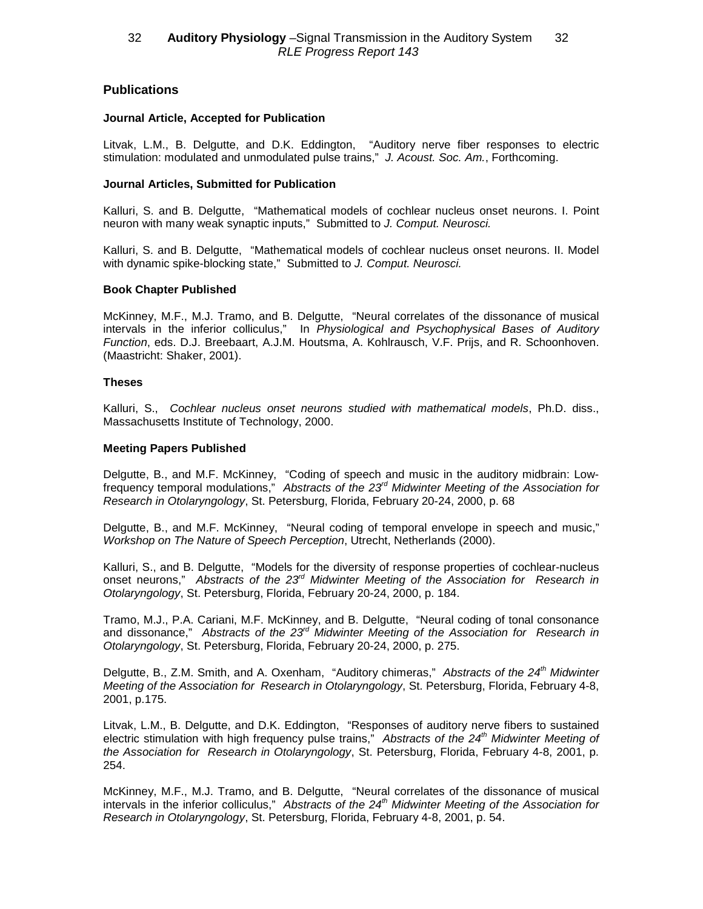## Publications

### Journal Article, Accepted for Publication

Litvak, L.M., B. Delgutte, and D.K. Eddington, "Auditory nerve fiber responses to electric stimulation: modulated and unmodulated pulse trains," *J. Acoust. Soc. Am.*, Forthcoming.

### Journal Articles, Submitted for Publication

Kalluri, S. and B. Delgutte, "Mathematical models of cochlear nucleus onset neurons. I. Point neuron with many weak synaptic inputs," Submitted to *J. Comput. Neurosci.*

Kalluri, S. and B. Delgutte, "Mathematical models of cochlear nucleus onset neurons. II. Model with dynamic spike-blocking state," Submitted to *J. Comput. Neurosci.*

### Book Chapter Published

McKinney, M.F., M.J. Tramo, and B. Delgutte, "Neural correlates of the dissonance of musical intervals in the inferior colliculus," In *Physiological and Psychophysical Bases of Auditory Function*, eds. D.J. Breebaart, A.J.M. Houtsma, A. Kohlrausch, V.F. Prijs, and R. Schoonhoven. (Maastricht: Shaker, 2001).

### Theses

Kalluri, S., *Cochlear nucleus onset neurons studied with mathematical models*, Ph.D. diss., Massachusetts Institute of Technology, 2000.

### Meeting Papers Published

Delgutte, B., and M.F. McKinney, "Coding of speech and music in the auditory midbrain: Low-frequency temporal modulations," *Abstracts of the 23rd Midwinter Meeting of the Association for Research in Otolaryngology*, St. Petersburg, Florida, February 20-24, 2000, p. 68

Delgutte, B., and M.F. McKinney, "Neural coding of temporal envelope in speech and music," *Workshop on The Nature of Speech Perception*, Utrecht, Netherlands (2000).

Kalluri, S., and B. Delgutte, "Models for the diversity of response properties of cochlear-nucleus onset neurons," *Abstracts of the 23rd Midwinter Meeting of the Association for Research in Otolaryngology*, St. Petersburg, Florida, February 20-24, 2000, p. 184.

Tramo, M.J., P.A. Cariani, M.F. McKinney, and B. Delgutte, "Neural coding of tonal consonance and dissonance," *Abstracts of the 23rd Midwinter Meeting of the Association for Research in Otolaryngology*, St. Petersburg, Florida, February 20-24, 2000, p. 275.

Delgutte, B., Z.M. Smith, and A. Oxenham, "Auditory chimeras," *Abstracts of the 24th Midwinter Meeting of the Association for Research in Otolaryngology*, St. Petersburg, Florida, February 4-8, 2001, p.175.

Litvak, L.M., B. Delgutte, and D.K. Eddington, "Responses of auditory nerve fibers to sustained electric stimulation with high frequency pulse trains," *Abstracts of the 24th Midwinter Meeting of the Association for Research in Otolaryngology*, St. Petersburg, Florida, February 4-8, 2001, p. 254.

McKinney, M.F., M.J. Tramo, and B. Delgutte, "Neural correlates of the dissonance of musical intervals in the inferior colliculus," *Abstracts of the 24th Midwinter Meeting of the Association for Research in Otolaryngology*, St. Petersburg, Florida, February 4-8, 2001, p. 54.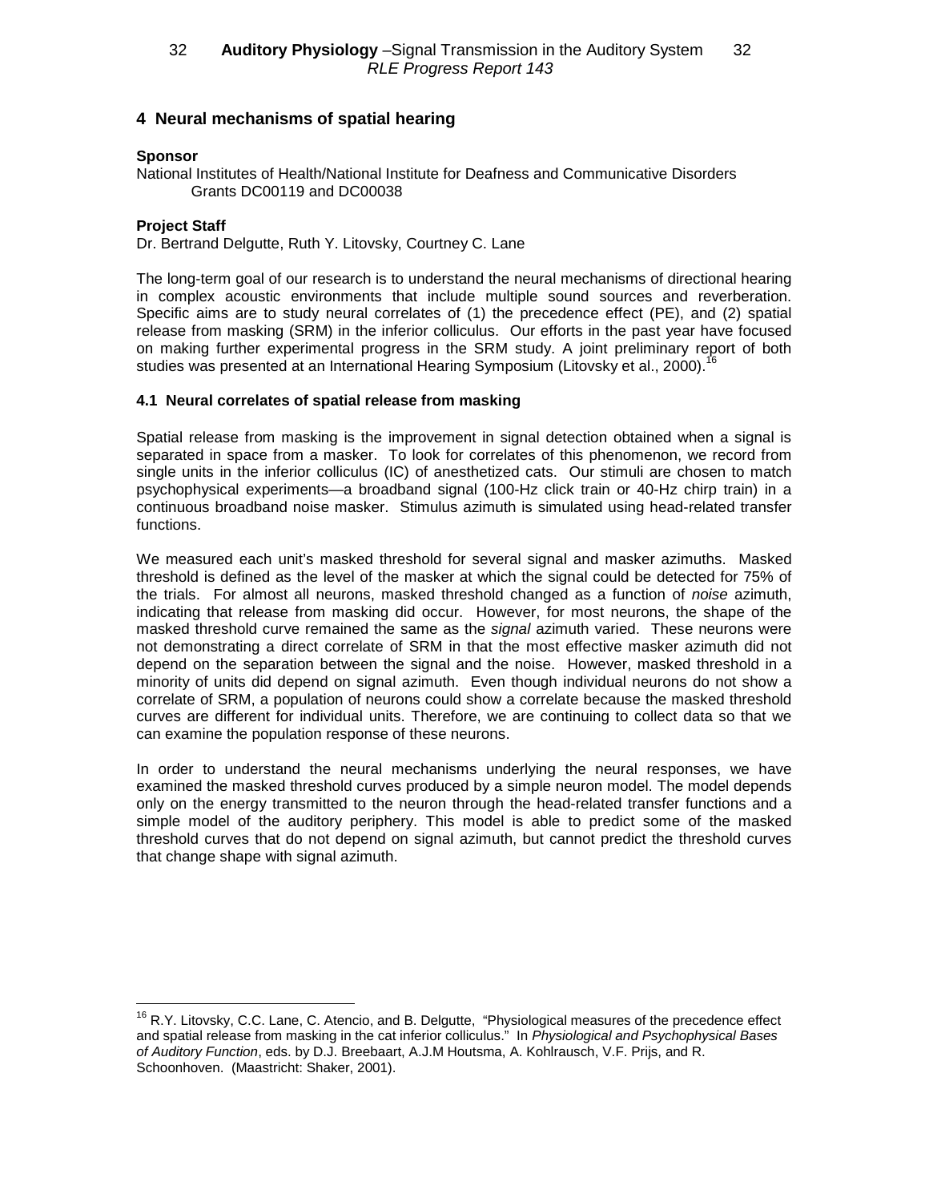## 4 Neural mechanisms of spatial hearing

**Sponsor**

National Institutes of Health/National Institute for Deafness and Communicative Disorders
Grants DC00119 and DC00038

**Project Staff**

Dr. Bertrand Delgutte, Ruth Y. Litovsky, Courtney C. Lane

The long-term goal of our research is to understand the neural mechanisms of directional hearing in complex acoustic environments that include multiple sound sources and reverberation. Specific aims are to study neural correlates of (1) the precedence effect (PE), and (2) spatial release from masking (SRM) in the inferior colliculus. Our efforts in the past year have focused on making further experimental progress in the SRM study. A joint preliminary report of both studies was presented at an International Hearing Symposium (Litovsky et al., 2000).[16]

### 4.1 Neural correlates of spatial release from masking

Spatial release from masking is the improvement in signal detection obtained when a signal is separated in space from a masker. To look for correlates of this phenomenon, we record from single units in the inferior colliculus (IC) of anesthetized cats. Our stimuli are chosen to match psychophysical experiments—a broadband signal (100-Hz click train or 40-Hz chirp train) in a continuous broadband noise masker. Stimulus azimuth is simulated using head-related transfer functions.

We measured each unit's masked threshold for several signal and masker azimuths. Masked threshold is defined as the level of the masker at which the signal could be detected for 75% of the trials. For almost all neurons, masked threshold changed as a function of *noise* azimuth, indicating that release from masking did occur. However, for most neurons, the shape of the masked threshold curve remained the same as the *signal* azimuth varied. These neurons were not demonstrating a direct correlate of SRM in that the most effective masker azimuth did not depend on the separation between the signal and the noise. However, masked threshold in a minority of units did depend on signal azimuth. Even though individual neurons do not show a correlate of SRM, a population of neurons could show a correlate because the masked threshold curves are different for individual units. Therefore, we are continuing to collect data so that we can examine the population response of these neurons.

In order to understand the neural mechanisms underlying the neural responses, we have examined the masked threshold curves produced by a simple neuron model. The model depends only on the energy transmitted to the neuron through the head-related transfer functions and a simple model of the auditory periphery. This model is able to predict some of the masked threshold curves that do not depend on signal azimuth, but cannot predict the threshold curves that change shape with signal azimuth.

---

[16] R.Y. Litovsky, C.C. Lane, C. Atencio, and B. Delgutte, "Physiological measures of the precedence effect and spatial release from masking in the cat inferior colliculus." In *Physiological and Psychophysical Bases of Auditory Function*, eds. by D.J. Breebaart, A.J.M Houtsma, A. Kohlrausch, V.F. Prijs, and R. Schoonhoven. (Maastricht: Shaker, 2001).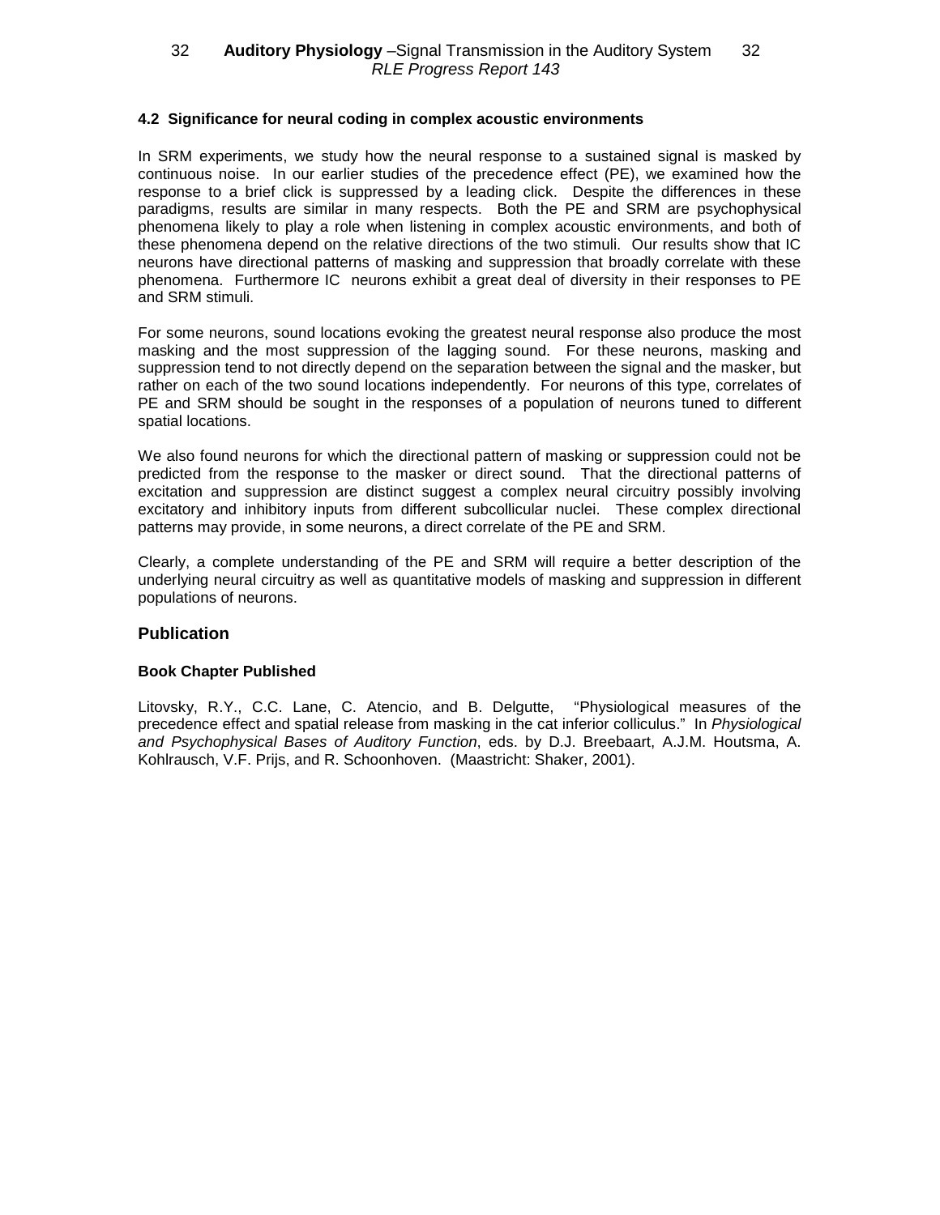### 4.2 Significance for neural coding in complex acoustic environments

In SRM experiments, we study how the neural response to a sustained signal is masked by continuous noise. In our earlier studies of the precedence effect (PE), we examined how the response to a brief click is suppressed by a leading click. Despite the differences in these paradigms, results are similar in many respects. Both the PE and SRM are psychophysical phenomena likely to play a role when listening in complex acoustic environments, and both of these phenomena depend on the relative directions of the two stimuli. Our results show that IC neurons have directional patterns of masking and suppression that broadly correlate with these phenomena. Furthermore IC neurons exhibit a great deal of diversity in their responses to PE and SRM stimuli.

For some neurons, sound locations evoking the greatest neural response also produce the most masking and the most suppression of the lagging sound. For these neurons, masking and suppression tend to not directly depend on the separation between the signal and the masker, but rather on each of the two sound locations independently. For neurons of this type, correlates of PE and SRM should be sought in the responses of a population of neurons tuned to different spatial locations.

We also found neurons for which the directional pattern of masking or suppression could not be predicted from the response to the masker or direct sound. That the directional patterns of excitation and suppression are distinct suggest a complex neural circuitry possibly involving excitatory and inhibitory inputs from different subcollicular nuclei. These complex directional patterns may provide, in some neurons, a direct correlate of the PE and SRM.

Clearly, a complete understanding of the PE and SRM will require a better description of the underlying neural circuitry as well as quantitative models of masking and suppression in different populations of neurons.

## Publication

### Book Chapter Published

Litovsky, R.Y., C.C. Lane, C. Atencio, and B. Delgutte, "Physiological measures of the precedence effect and spatial release from masking in the cat inferior colliculus." In *Physiological and Psychophysical Bases of Auditory Function*, eds. by D.J. Breebaart, A.J.M. Houtsma, A. Kohlrausch, V.F. Prijs, and R. Schoonhoven. (Maastricht: Shaker, 2001).